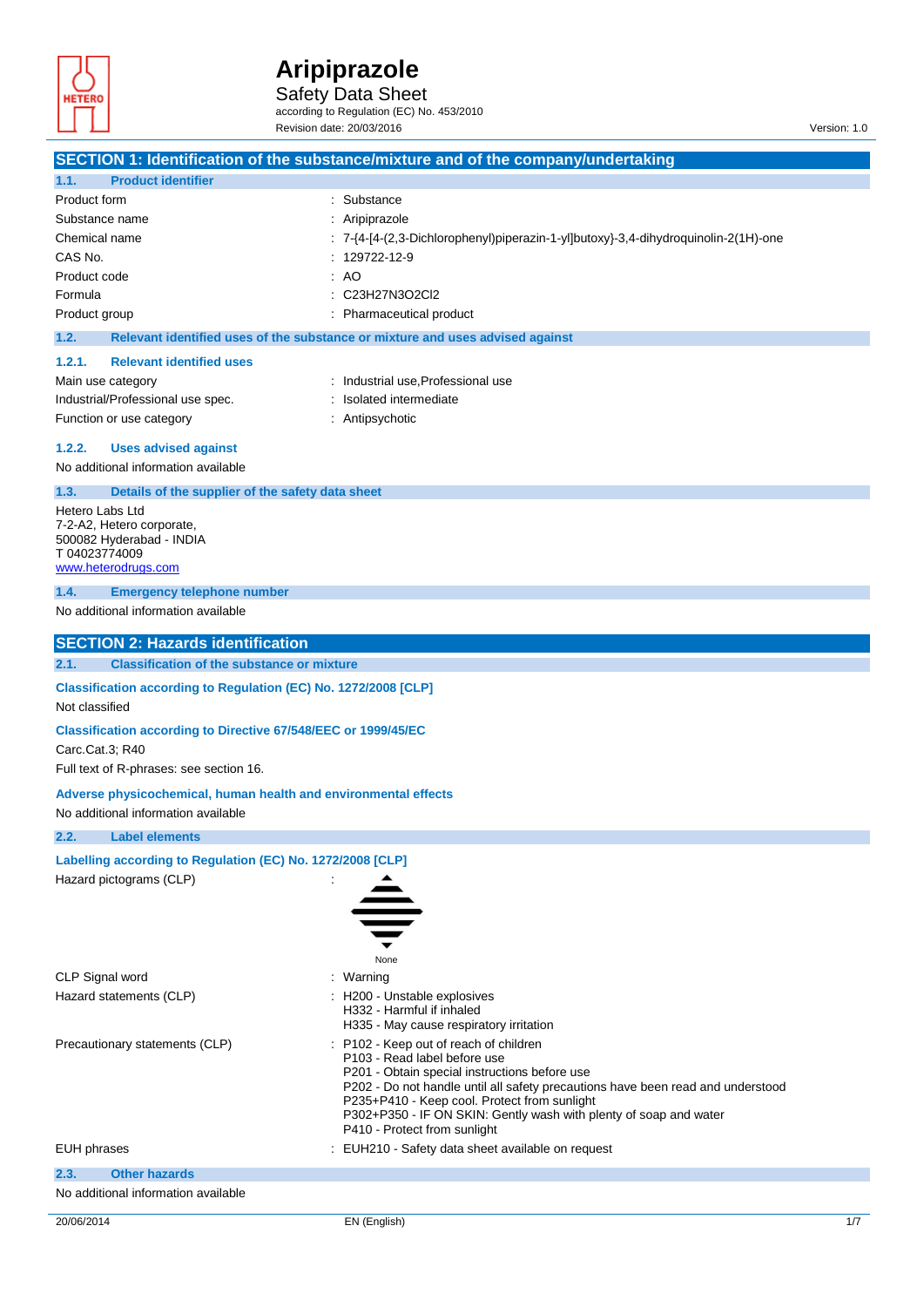# Aripiprazole

Safety Data Sheet

according to Regulation (EC) No. 453/2010

Revision date: 20/03/2016

Version: 1.0

## SECTION 1: Identification of the substance/mixture and of the company/undertaking

### 1.1. Product identifier

| | |
|---|---|
| Product form | : Substance |
| Substance name | : Aripiprazole |
| Chemical name | : 7-{4-[4-(2,3-Dichlorophenyl)piperazin-1-yl]butoxy}-3,4-dihydroquinolin-2(1H)-one |
| CAS No. | : 129722-12-9 |
| Product code | : AO |
| Formula | : C23H27N3O2Cl2 |
| Product group | : Pharmaceutical product |

### 1.2. Relevant identified uses of the substance or mixture and uses advised against

#### 1.2.1. Relevant identified uses

| | |
|---|---|
| Main use category | : Industrial use,Professional use |
| Industrial/Professional use spec. | : Isolated intermediate |
| Function or use category | : Antipsychotic |

#### 1.2.2. Uses advised against

No additional information available

### 1.3. Details of the supplier of the safety data sheet

Hetero Labs Ltd
7-2-A2, Hetero corporate,
500082 Hyderabad - INDIA
T 04023774009
www.heterodrugs.com

### 1.4. Emergency telephone number

No additional information available

## SECTION 2: Hazards identification

### 2.1. Classification of the substance or mixture

**Classification according to Regulation (EC) No. 1272/2008 [CLP]**

Not classified

**Classification according to Directive 67/548/EEC or 1999/45/EC**

Carc.Cat.3; R40

Full text of R-phrases: see section 16.

**Adverse physicochemical, human health and environmental effects**

No additional information available

### 2.2. Label elements

**Labelling according to Regulation (EC) No. 1272/2008 [CLP]**

Hazard pictograms (CLP) :

None

| | |
|---|---|
| CLP Signal word | : Warning |
| Hazard statements (CLP) | : H200 - Unstable explosives<br>H332 - Harmful if inhaled<br>H335 - May cause respiratory irritation |
| Precautionary statements (CLP) | : P102 - Keep out of reach of children<br>P103 - Read label before use<br>P201 - Obtain special instructions before use<br>P202 - Do not handle until all safety precautions have been read and understood<br>P235+P410 - Keep cool. Protect from sunlight<br>P302+P350 - IF ON SKIN: Gently wash with plenty of soap and water<br>P410 - Protect from sunlight |
| EUH phrases | : EUH210 - Safety data sheet available on request |

### 2.3. Other hazards

No additional information available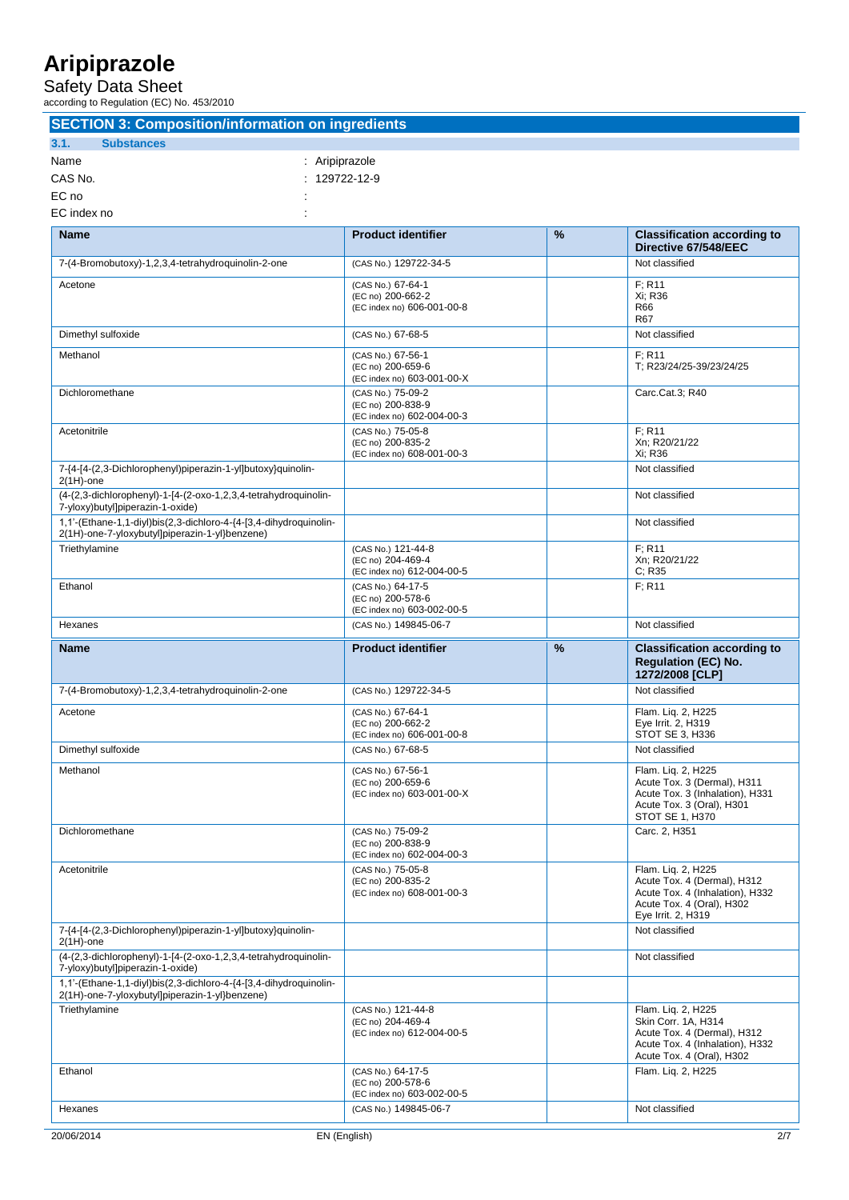## SECTION 3: Composition/information on ingredients

### 3.1. Substances

Name : Aripiprazole

CAS No. : 129722-12-9

EC no :

EC index no :

| Name | Product identifier | % | Classification according to Directive 67/548/EEC |
|---|---|---|---|
| 7-(4-Bromobutoxy)-1,2,3,4-tetrahydroquinolin-2-one | (CAS No.) 129722-34-5 | | Not classified |
| Acetone | (CAS No.) 67-64-1<br>(EC no) 200-662-2<br>(EC index no) 606-001-00-8 | | F; R11<br>Xi; R36<br>R66<br>R67 |
| Dimethyl sulfoxide | (CAS No.) 67-68-5 | | Not classified |
| Methanol | (CAS No.) 67-56-1<br>(EC no) 200-659-6<br>(EC index no) 603-001-00-X | | F; R11<br>T; R23/24/25-39/23/24/25 |
| Dichloromethane | (CAS No.) 75-09-2<br>(EC no) 200-838-9<br>(EC index no) 602-004-00-3 | | Carc.Cat.3; R40 |
| Acetonitrile | (CAS No.) 75-05-8<br>(EC no) 200-835-2<br>(EC index no) 608-001-00-3 | | F; R11<br>Xn; R20/21/22<br>Xi; R36 |
| 7-{4-[4-(2,3-Dichlorophenyl)piperazin-1-yl]butoxy}quinolin-2(1H)-one | | | Not classified |
| (4-(2,3-dichlorophenyl)-1-[4-(2-oxo-1,2,3,4-tetrahydroquinolin-7-yloxy)butyl]piperazin-1-oxide) | | | Not classified |
| 1,1'-(Ethane-1,1-diyl)bis(2,3-dichloro-4-{4-[3,4-dihydroquinolin-2(1H)-one-7-yloxybutyl]piperazin-1-yl}benzene) | | | Not classified |
| Triethylamine | (CAS No.) 121-44-8<br>(EC no) 204-469-4<br>(EC index no) 612-004-00-5 | | F; R11<br>Xn; R20/21/22<br>C; R35 |
| Ethanol | (CAS No.) 64-17-5<br>(EC no) 200-578-6<br>(EC index no) 603-002-00-5 | | F; R11 |
| Hexanes | (CAS No.) 149845-06-7 | | Not classified |

| Name | Product identifier | % | Classification according to Regulation (EC) No. 1272/2008 [CLP] |
|---|---|---|---|
| 7-(4-Bromobutoxy)-1,2,3,4-tetrahydroquinolin-2-one | (CAS No.) 129722-34-5 | | Not classified |
| Acetone | (CAS No.) 67-64-1<br>(EC no) 200-662-2<br>(EC index no) 606-001-00-8 | | Flam. Liq. 2, H225<br>Eye Irrit. 2, H319<br>STOT SE 3, H336 |
| Dimethyl sulfoxide | (CAS No.) 67-68-5 | | Not classified |
| Methanol | (CAS No.) 67-56-1<br>(EC no) 200-659-6<br>(EC index no) 603-001-00-X | | Flam. Liq. 2, H225<br>Acute Tox. 3 (Dermal), H311<br>Acute Tox. 3 (Inhalation), H331<br>Acute Tox. 3 (Oral), H301<br>STOT SE 1, H370 |
| Dichloromethane | (CAS No.) 75-09-2<br>(EC no) 200-838-9<br>(EC index no) 602-004-00-3 | | Carc. 2, H351 |
| Acetonitrile | (CAS No.) 75-05-8<br>(EC no) 200-835-2<br>(EC index no) 608-001-00-3 | | Flam. Liq. 2, H225<br>Acute Tox. 4 (Dermal), H312<br>Acute Tox. 4 (Inhalation), H332<br>Acute Tox. 4 (Oral), H302<br>Eye Irrit. 2, H319 |
| 7-{4-[4-(2,3-Dichlorophenyl)piperazin-1-yl]butoxy}quinolin-2(1H)-one | | | Not classified |
| (4-(2,3-dichlorophenyl)-1-[4-(2-oxo-1,2,3,4-tetrahydroquinolin-7-yloxy)butyl]piperazin-1-oxide) | | | Not classified |
| 1,1'-(Ethane-1,1-diyl)bis(2,3-dichloro-4-{4-[3,4-dihydroquinolin-2(1H)-one-7-yloxybutyl]piperazin-1-yl}benzene) | | | |
| Triethylamine | (CAS No.) 121-44-8<br>(EC no) 204-469-4<br>(EC index no) 612-004-00-5 | | Flam. Liq. 2, H225<br>Skin Corr. 1A, H314<br>Acute Tox. 4 (Dermal), H312<br>Acute Tox. 4 (Inhalation), H332<br>Acute Tox. 4 (Oral), H302 |
| Ethanol | (CAS No.) 64-17-5<br>(EC no) 200-578-6<br>(EC index no) 603-002-00-5 | | Flam. Liq. 2, H225 |
| Hexanes | (CAS No.) 149845-06-7 | | Not classified |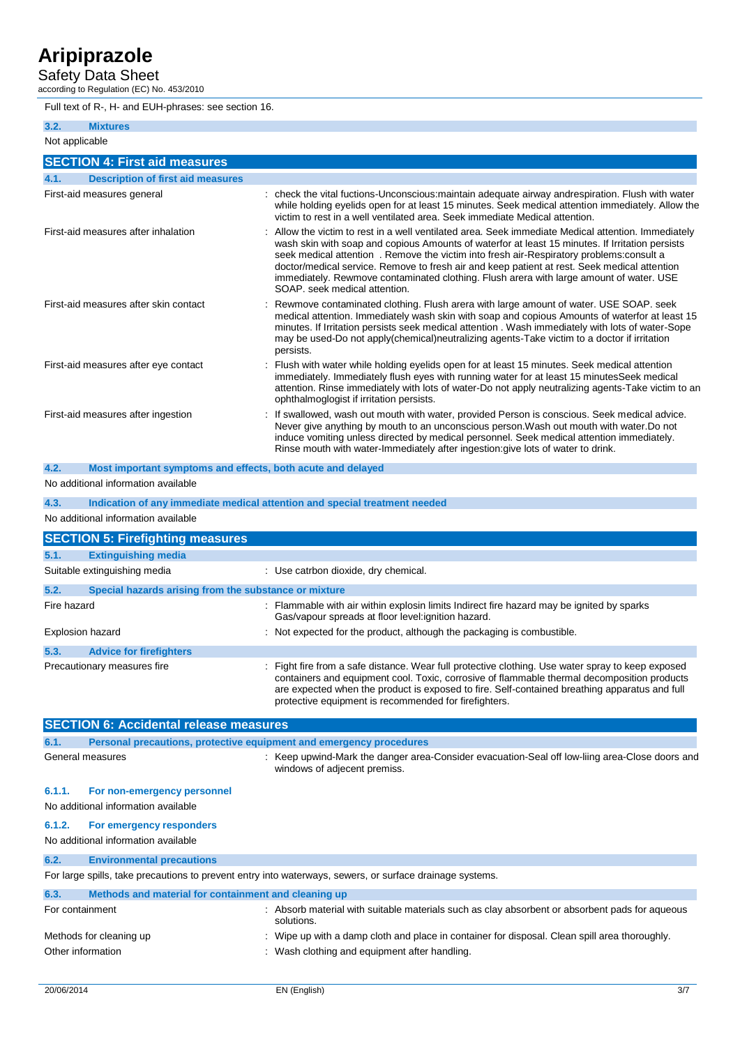Full text of R-, H- and EUH-phrases: see section 16.

### 3.2. Mixtures

Not applicable

## SECTION 4: First aid measures

### 4.1. Description of first aid measures

| | |
|---|---|
| First-aid measures general | : check the vital fuctions-Unconscious:maintain adequate airway andrespiration. Flush with water while holding eyelids open for at least 15 minutes. Seek medical attention immediately. Allow the victim to rest in a well ventilated area. Seek immediate Medical attention. |
| First-aid measures after inhalation | : Allow the victim to rest in a well ventilated area. Seek immediate Medical attention. Immediately wash skin with soap and copious Amounts of waterfor at least 15 minutes. If Irritation persists seek medical attention . Remove the victim into fresh air-Respiratory problems:consult a doctor/medical service. Remove to fresh air and keep patient at rest. Seek medical attention immediately. Rewmove contaminated clothing. Flush arera with large amount of water. USE SOAP. seek medical attention. |
| First-aid measures after skin contact | : Rewmove contaminated clothing. Flush arera with large amount of water. USE SOAP. seek medical attention. Immediately wash skin with soap and copious Amounts of waterfor at least 15 minutes. If Irritation persists seek medical attention . Wash immediately with lots of water-Sope may be used-Do not apply(chemical)neutralizing agents-Take victim to a doctor if irritation persists. |
| First-aid measures after eye contact | : Flush with water while holding eyelids open for at least 15 minutes. Seek medical attention immediately. Immediately flush eyes with running water for at least 15 minutesSeek medical attention. Rinse immediately with lots of water-Do not apply neutralizing agents-Take victim to an ophthalmoglogist if irritation persists. |
| First-aid measures after ingestion | : If swallowed, wash out mouth with water, provided Person is conscious. Seek medical advice. Never give anything by mouth to an unconscious person.Wash out mouth with water.Do not induce vomiting unless directed by medical personnel. Seek medical attention immediately. Rinse mouth with water-Immediately after ingestion:give lots of water to drink. |

### 4.2. Most important symptoms and effects, both acute and delayed

No additional information available

### 4.3. Indication of any immediate medical attention and special treatment needed

No additional information available

## SECTION 5: Firefighting measures

### 5.1. Extinguishing media

| | |
|---|---|
| Suitable extinguishing media | : Use catrbon dioxide, dry chemical. |

### 5.2. Special hazards arising from the substance or mixture

| | |
|---|---|
| Fire hazard | : Flammable with air within explosin limits Indirect fire hazard may be ignited by sparks Gas/vapour spreads at floor level:ignition hazard. |
| Explosion hazard | : Not expected for the product, although the packaging is combustible. |

### 5.3. Advice for firefighters

| | |
|---|---|
| Precautionary measures fire | : Fight fire from a safe distance. Wear full protective clothing. Use water spray to keep exposed containers and equipment cool. Toxic, corrosive of flammable thermal decomposition products are expected when the product is exposed to fire. Self-contained breathing apparatus and full protective equipment is recommended for firefighters. |

## SECTION 6: Accidental release measures

### 6.1. Personal precautions, protective equipment and emergency procedures

| | |
|---|---|
| General measures | : Keep upwind-Mark the danger area-Consider evacuation-Seal off low-liing area-Close doors and windows of adjecent premiss. |

#### 6.1.1. For non-emergency personnel

No additional information available

#### 6.1.2. For emergency responders

No additional information available

### 6.2. Environmental precautions

For large spills, take precautions to prevent entry into waterways, sewers, or surface drainage systems.

### 6.3. Methods and material for containment and cleaning up

| | |
|---|---|
| For containment | : Absorb material with suitable materials such as clay absorbent or absorbent pads for aqueous solutions. |
| Methods for cleaning up | : Wipe up with a damp cloth and place in container for disposal. Clean spill area thoroughly. |
| Other information | : Wash clothing and equipment after handling. |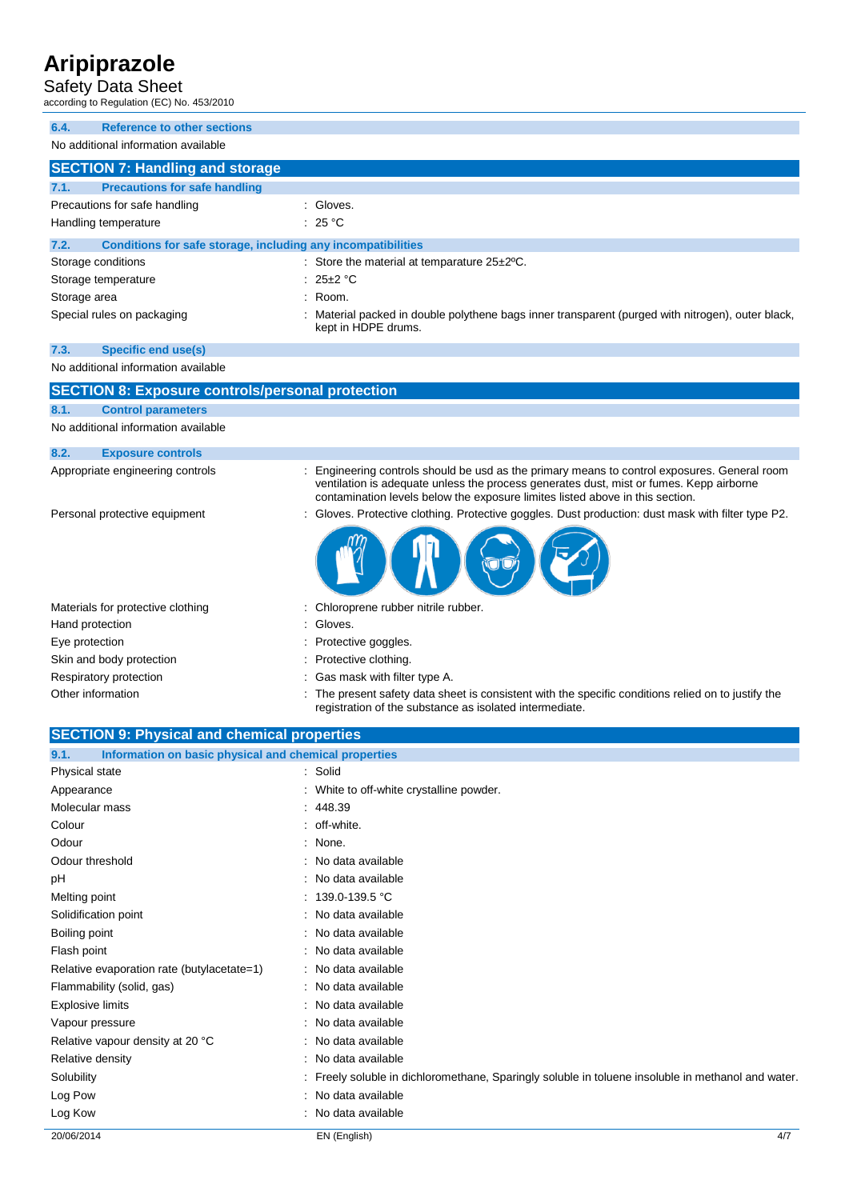### 6.4. Reference to other sections

No additional information available

## SECTION 7: Handling and storage

### 7.1. Precautions for safe handling

| | |
|---|---|
| Precautions for safe handling | : Gloves. |
| Handling temperature | : 25 °C |

### 7.2. Conditions for safe storage, including any incompatibilities

| | |
|---|---|
| Storage conditions | : Store the material at temparature 25±2ºC. |
| Storage temperature | : 25±2 °C |
| Storage area | : Room. |
| Special rules on packaging | : Material packed in double polythene bags inner transparent (purged with nitrogen), outer black, kept in HDPE drums. |

### 7.3. Specific end use(s)

No additional information available

## SECTION 8: Exposure controls/personal protection

### 8.1. Control parameters

No additional information available

### 8.2. Exposure controls

| | |
|---|---|
| Appropriate engineering controls | : Engineering controls should be usd as the primary means to control exposures. General room ventilation is adequate unless the process generates dust, mist or fumes. Kepp airborne contamination levels below the exposure limites listed above in this section. |
| Personal protective equipment | : Gloves. Protective clothing. Protective goggles. Dust production: dust mask with filter type P2. |
| Materials for protective clothing | : Chloroprene rubber nitrile rubber. |
| Hand protection | : Gloves. |
| Eye protection | : Protective goggles. |
| Skin and body protection | : Protective clothing. |
| Respiratory protection | : Gas mask with filter type A. |
| Other information | : The present safety data sheet is consistent with the specific conditions relied on to justify the registration of the substance as isolated intermediate. |

## SECTION 9: Physical and chemical properties

### 9.1. Information on basic physical and chemical properties

| | |
|---|---|
| Physical state | : Solid |
| Appearance | : White to off-white crystalline powder. |
| Molecular mass | : 448.39 |
| Colour | : off-white. |
| Odour | : None. |
| Odour threshold | : No data available |
| pH | : No data available |
| Melting point | : 139.0-139.5 °C |
| Solidification point | : No data available |
| Boiling point | : No data available |
| Flash point | : No data available |
| Relative evaporation rate (butylacetate=1) | : No data available |
| Flammability (solid, gas) | : No data available |
| Explosive limits | : No data available |
| Vapour pressure | : No data available |
| Relative vapour density at 20 °C | : No data available |
| Relative density | : No data available |
| Solubility | : Freely soluble in dichloromethane, Sparingly soluble in toluene insoluble in methanol and water. |
| Log Pow | : No data available |
| Log Kow | : No data available |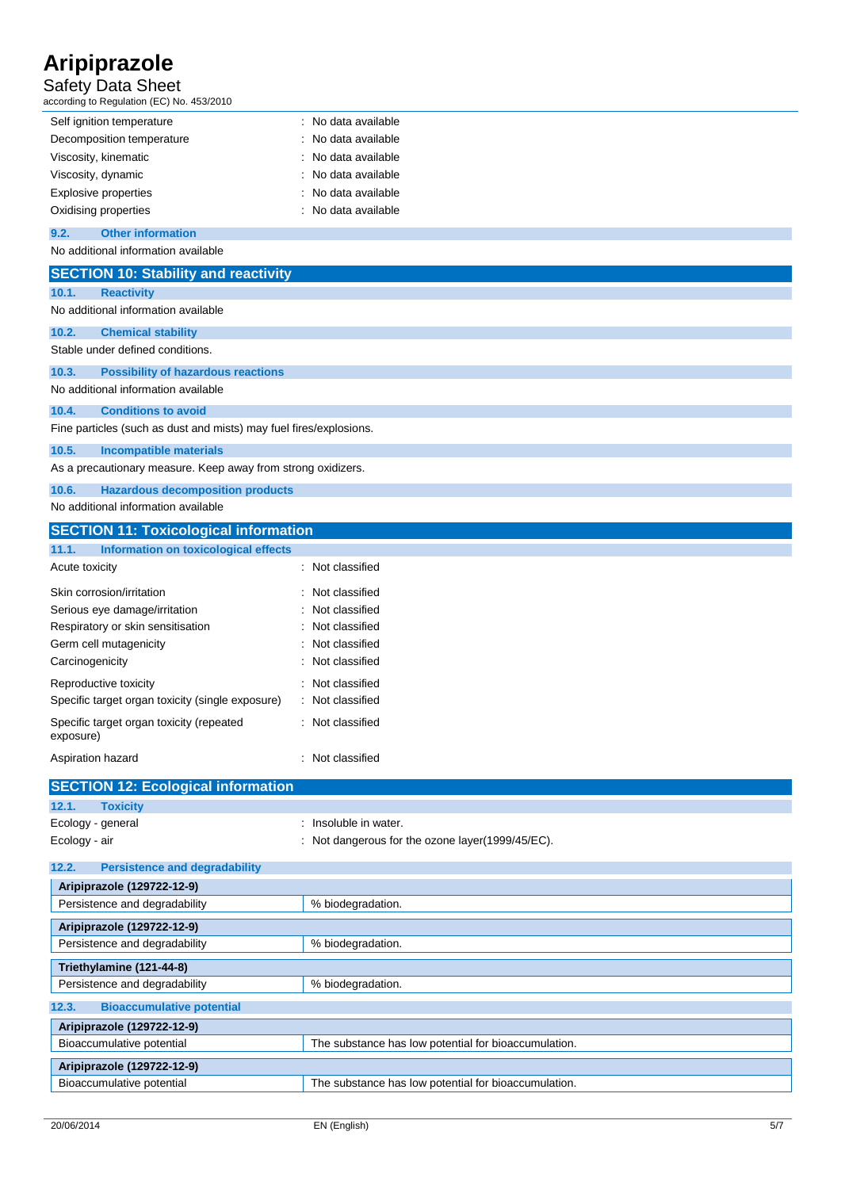| | |
|---|---|
| Self ignition temperature | : No data available |
| Decomposition temperature | : No data available |
| Viscosity, kinematic | : No data available |
| Viscosity, dynamic | : No data available |
| Explosive properties | : No data available |
| Oxidising properties | : No data available |

### 9.2. Other information

No additional information available

## SECTION 10: Stability and reactivity

### 10.1. Reactivity

No additional information available

### 10.2. Chemical stability

Stable under defined conditions.

### 10.3. Possibility of hazardous reactions

No additional information available

### 10.4. Conditions to avoid

Fine particles (such as dust and mists) may fuel fires/explosions.

### 10.5. Incompatible materials

As a precautionary measure. Keep away from strong oxidizers.

### 10.6. Hazardous decomposition products

No additional information available

## SECTION 11: Toxicological information

### 11.1. Information on toxicological effects

| | |
|---|---|
| Acute toxicity | : Not classified |
| Skin corrosion/irritation | : Not classified |
| Serious eye damage/irritation | : Not classified |
| Respiratory or skin sensitisation | : Not classified |
| Germ cell mutagenicity | : Not classified |
| Carcinogenicity | : Not classified |
| Reproductive toxicity | : Not classified |
| Specific target organ toxicity (single exposure) | : Not classified |
| Specific target organ toxicity (repeated exposure) | : Not classified |
| Aspiration hazard | : Not classified |

## SECTION 12: Ecological information

### 12.1. Toxicity

| | |
|---|---|
| Ecology - general | : Insoluble in water. |
| Ecology - air | : Not dangerous for the ozone layer(1999/45/EC). |

### 12.2. Persistence and degradability

| Aripiprazole (129722-12-9) | |
|---|---|
| Persistence and degradability | % biodegradation. |

| Aripiprazole (129722-12-9) | |
|---|---|
| Persistence and degradability | % biodegradation. |

| Triethylamine (121-44-8) | |
|---|---|
| Persistence and degradability | % biodegradation. |

### 12.3. Bioaccumulative potential

| Aripiprazole (129722-12-9) | |
|---|---|
| Bioaccumulative potential | The substance has low potential for bioaccumulation. |

| Aripiprazole (129722-12-9) | |
|---|---|
| Bioaccumulative potential | The substance has low potential for bioaccumulation. |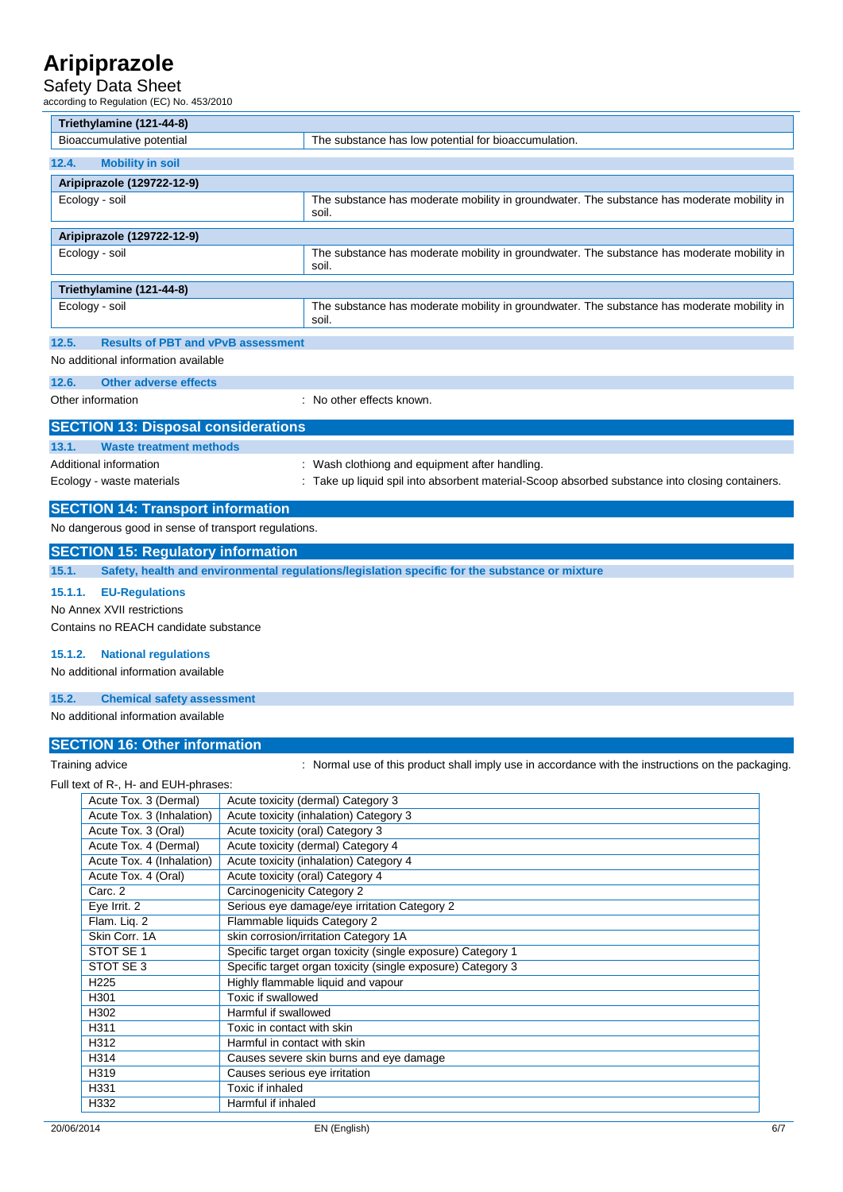| Triethylamine (121-44-8) | |
|---|---|
| Bioaccumulative potential | The substance has low potential for bioaccumulation. |

### 12.4. Mobility in soil

| Aripiprazole (129722-12-9) | |
|---|---|
| Ecology - soil | The substance has moderate mobility in groundwater. The substance has moderate mobility in soil. |

| Aripiprazole (129722-12-9) | |
|---|---|
| Ecology - soil | The substance has moderate mobility in groundwater. The substance has moderate mobility in soil. |

| Triethylamine (121-44-8) | |
|---|---|
| Ecology - soil | The substance has moderate mobility in groundwater. The substance has moderate mobility in soil. |

### 12.5. Results of PBT and vPvB assessment

No additional information available

### 12.6. Other adverse effects

Other information : No other effects known.

## SECTION 13: Disposal considerations

### 13.1. Waste treatment methods

Additional information : Wash clothiong and equipment after handling.

Ecology - waste materials : Take up liquid spil into absorbent material-Scoop absorbed substance into closing containers.

## SECTION 14: Transport information

No dangerous good in sense of transport regulations.

## SECTION 15: Regulatory information

### 15.1. Safety, health and environmental regulations/legislation specific for the substance or mixture

#### 15.1.1. EU-Regulations

No Annex XVII restrictions

Contains no REACH candidate substance

#### 15.1.2. National regulations

No additional information available

### 15.2. Chemical safety assessment

No additional information available

## SECTION 16: Other information

Training advice : Normal use of this product shall imply use in accordance with the instructions on the packaging.

Full text of R-, H- and EUH-phrases:

| | |
|---|---|
| Acute Tox. 3 (Dermal) | Acute toxicity (dermal) Category 3 |
| Acute Tox. 3 (Inhalation) | Acute toxicity (inhalation) Category 3 |
| Acute Tox. 3 (Oral) | Acute toxicity (oral) Category 3 |
| Acute Tox. 4 (Dermal) | Acute toxicity (dermal) Category 4 |
| Acute Tox. 4 (Inhalation) | Acute toxicity (inhalation) Category 4 |
| Acute Tox. 4 (Oral) | Acute toxicity (oral) Category 4 |
| Carc. 2 | Carcinogenicity Category 2 |
| Eye Irrit. 2 | Serious eye damage/eye irritation Category 2 |
| Flam. Liq. 2 | Flammable liquids Category 2 |
| Skin Corr. 1A | skin corrosion/irritation Category 1A |
| STOT SE 1 | Specific target organ toxicity (single exposure) Category 1 |
| STOT SE 3 | Specific target organ toxicity (single exposure) Category 3 |
| H225 | Highly flammable liquid and vapour |
| H301 | Toxic if swallowed |
| H302 | Harmful if swallowed |
| H311 | Toxic in contact with skin |
| H312 | Harmful in contact with skin |
| H314 | Causes severe skin burns and eye damage |
| H319 | Causes serious eye irritation |
| H331 | Toxic if inhaled |
| H332 | Harmful if inhaled |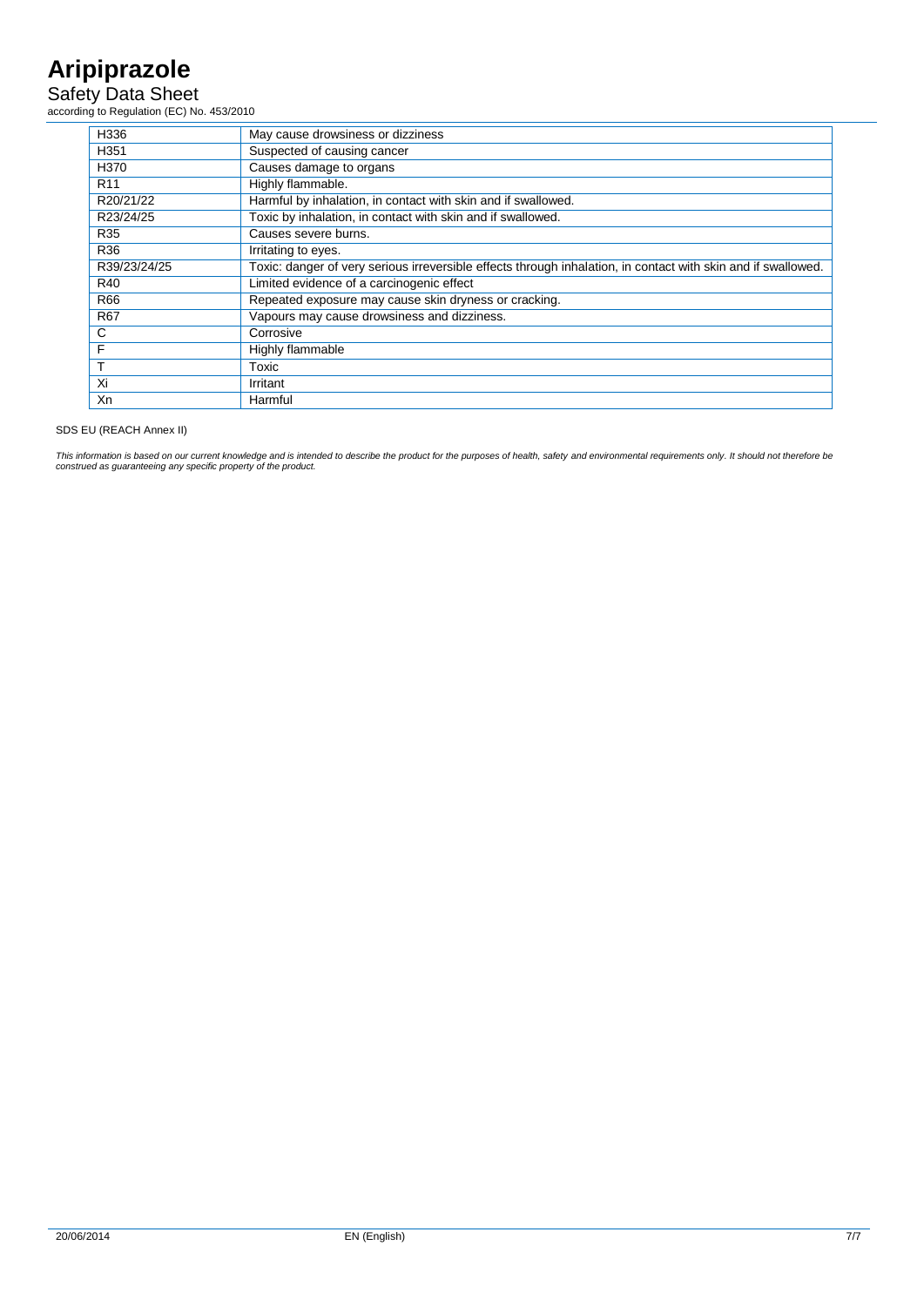| | |
|---|---|
| H336 | May cause drowsiness or dizziness |
| H351 | Suspected of causing cancer |
| H370 | Causes damage to organs |
| R11 | Highly flammable. |
| R20/21/22 | Harmful by inhalation, in contact with skin and if swallowed. |
| R23/24/25 | Toxic by inhalation, in contact with skin and if swallowed. |
| R35 | Causes severe burns. |
| R36 | Irritating to eyes. |
| R39/23/24/25 | Toxic: danger of very serious irreversible effects through inhalation, in contact with skin and if swallowed. |
| R40 | Limited evidence of a carcinogenic effect |
| R66 | Repeated exposure may cause skin dryness or cracking. |
| R67 | Vapours may cause drowsiness and dizziness. |
| C | Corrosive |
| F | Highly flammable |
| T | Toxic |
| Xi | Irritant |
| Xn | Harmful |

SDS EU (REACH Annex II)

*This information is based on our current knowledge and is intended to describe the product for the purposes of health, safety and environmental requirements only. It should not therefore be construed as guaranteeing any specific property of the product.*